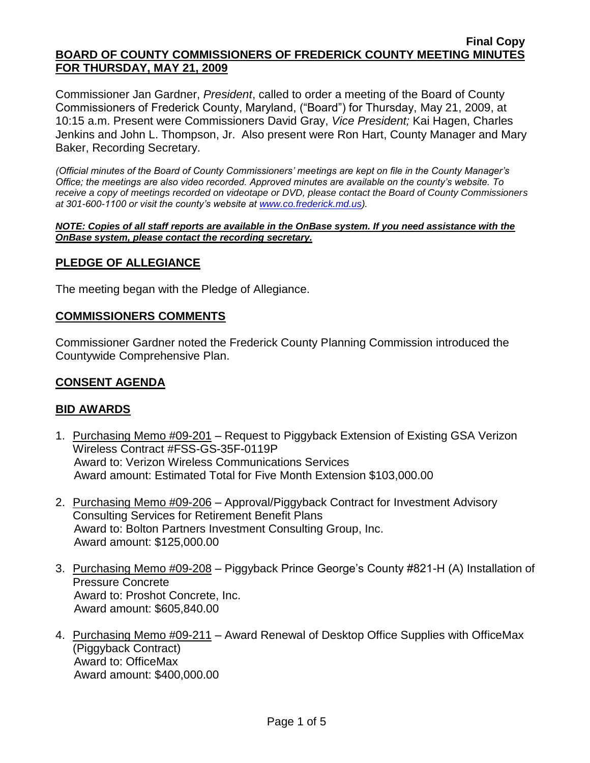**Final Copy**

# BOARD OF COUNTY COMMISSIONERS OF FREDERICK COUNTY MEETING MINUTES FOR THURSDAY, MAY 21, 2009

Commissioner Jan Gardner, *President*, called to order a meeting of the Board of County Commissioners of Frederick County, Maryland, ("Board") for Thursday, May 21, 2009, at 10:15 a.m. Present were Commissioners David Gray, *Vice President;* Kai Hagen, Charles Jenkins and John L. Thompson, Jr. Also present were Ron Hart, County Manager and Mary Baker, Recording Secretary.

*(Official minutes of the Board of County Commissioners' meetings are kept on file in the County Manager's Office; the meetings are also video recorded. Approved minutes are available on the county's website. To receive a copy of meetings recorded on videotape or DVD, please contact the Board of County Commissioners at 301-600-1100 or visit the county's website at www.co.frederick.md.us).*

***NOTE: Copies of all staff reports are available in the OnBase system. If you need assistance with the OnBase system, please contact the recording secretary.***

## PLEDGE OF ALLEGIANCE

The meeting began with the Pledge of Allegiance.

## COMMISSIONERS COMMENTS

Commissioner Gardner noted the Frederick County Planning Commission introduced the Countywide Comprehensive Plan.

## CONSENT AGENDA

## BID AWARDS

1. Purchasing Memo #09-201 – Request to Piggyback Extension of Existing GSA Verizon Wireless Contract #FSS-GS-35F-0119P
   Award to: Verizon Wireless Communications Services
   Award amount: Estimated Total for Five Month Extension $103,000.00

2. Purchasing Memo #09-206 – Approval/Piggyback Contract for Investment Advisory Consulting Services for Retirement Benefit Plans
   Award to: Bolton Partners Investment Consulting Group, Inc.
   Award amount: $125,000.00

3. Purchasing Memo #09-208 – Piggyback Prince George's County #821-H (A) Installation of Pressure Concrete
   Award to: Proshot Concrete, Inc.
   Award amount: $605,840.00

4. Purchasing Memo #09-211 – Award Renewal of Desktop Office Supplies with OfficeMax (Piggyback Contract)
   Award to: OfficeMax
   Award amount: $400,000.00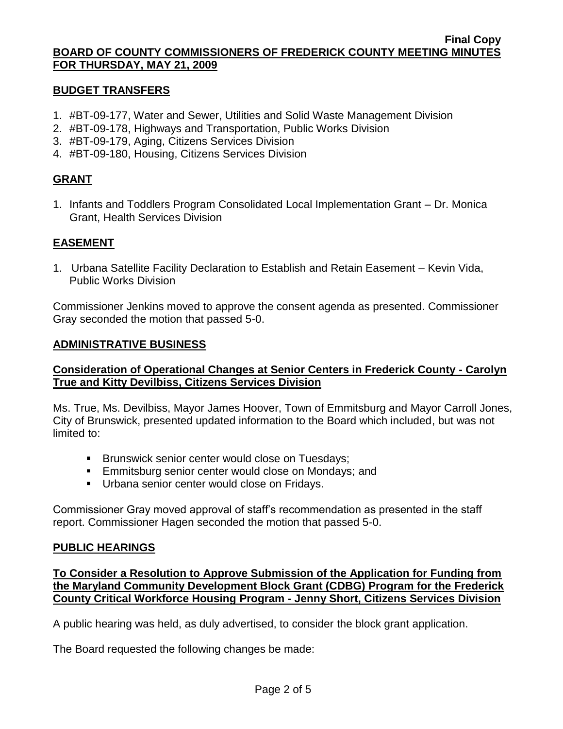## BUDGET TRANSFERS

1. #BT-09-177, Water and Sewer, Utilities and Solid Waste Management Division
2. #BT-09-178, Highways and Transportation, Public Works Division
3. #BT-09-179, Aging, Citizens Services Division
4. #BT-09-180, Housing, Citizens Services Division

## GRANT

1. Infants and Toddlers Program Consolidated Local Implementation Grant – Dr. Monica Grant, Health Services Division

## EASEMENT

1. Urbana Satellite Facility Declaration to Establish and Retain Easement – Kevin Vida, Public Works Division

Commissioner Jenkins moved to approve the consent agenda as presented. Commissioner Gray seconded the motion that passed 5-0.

## ADMINISTRATIVE BUSINESS

### Consideration of Operational Changes at Senior Centers in Frederick County - Carolyn True and Kitty Devilbiss, Citizens Services Division

Ms. True, Ms. Devilbiss, Mayor James Hoover, Town of Emmitsburg and Mayor Carroll Jones, City of Brunswick, presented updated information to the Board which included, but was not limited to:

- Brunswick senior center would close on Tuesdays;
- Emmitsburg senior center would close on Mondays; and
- Urbana senior center would close on Fridays.

Commissioner Gray moved approval of staff's recommendation as presented in the staff report. Commissioner Hagen seconded the motion that passed 5-0.

## PUBLIC HEARINGS

### To Consider a Resolution to Approve Submission of the Application for Funding from the Maryland Community Development Block Grant (CDBG) Program for the Frederick County Critical Workforce Housing Program - Jenny Short, Citizens Services Division

A public hearing was held, as duly advertised, to consider the block grant application.

The Board requested the following changes be made: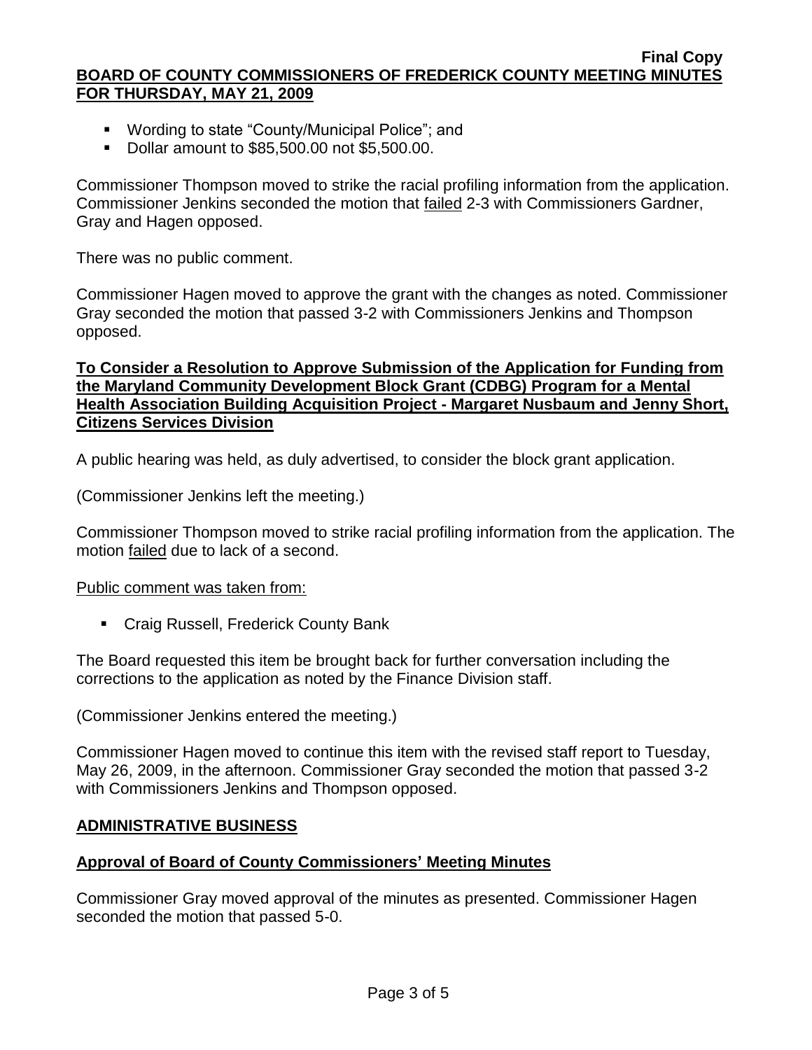- Wording to state "County/Municipal Police"; and
- Dollar amount to $85,500.00 not $5,500.00.

Commissioner Thompson moved to strike the racial profiling information from the application. Commissioner Jenkins seconded the motion that failed 2-3 with Commissioners Gardner, Gray and Hagen opposed.

There was no public comment.

Commissioner Hagen moved to approve the grant with the changes as noted. Commissioner Gray seconded the motion that passed 3-2 with Commissioners Jenkins and Thompson opposed.

**To Consider a Resolution to Approve Submission of the Application for Funding from the Maryland Community Development Block Grant (CDBG) Program for a Mental Health Association Building Acquisition Project - Margaret Nusbaum and Jenny Short, Citizens Services Division**

A public hearing was held, as duly advertised, to consider the block grant application.

(Commissioner Jenkins left the meeting.)

Commissioner Thompson moved to strike racial profiling information from the application. The motion failed due to lack of a second.

Public comment was taken from:

- Craig Russell, Frederick County Bank

The Board requested this item be brought back for further conversation including the corrections to the application as noted by the Finance Division staff.

(Commissioner Jenkins entered the meeting.)

Commissioner Hagen moved to continue this item with the revised staff report to Tuesday, May 26, 2009, in the afternoon. Commissioner Gray seconded the motion that passed 3-2 with Commissioners Jenkins and Thompson opposed.

## ADMINISTRATIVE BUSINESS

**Approval of Board of County Commissioners' Meeting Minutes**

Commissioner Gray moved approval of the minutes as presented. Commissioner Hagen seconded the motion that passed 5-0.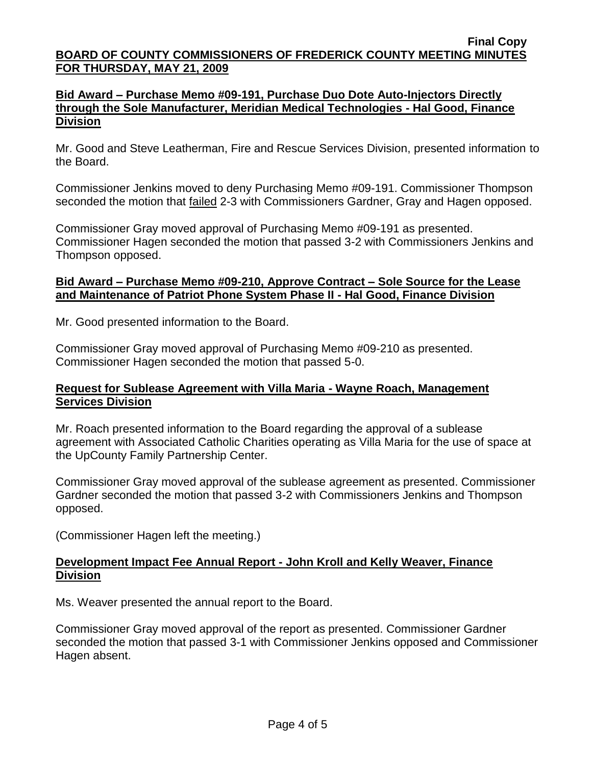**Bid Award – Purchase Memo #09-191, Purchase Duo Dote Auto-Injectors Directly through the Sole Manufacturer, Meridian Medical Technologies - Hal Good, Finance Division**

Mr. Good and Steve Leatherman, Fire and Rescue Services Division, presented information to the Board.

Commissioner Jenkins moved to deny Purchasing Memo #09-191. Commissioner Thompson seconded the motion that failed 2-3 with Commissioners Gardner, Gray and Hagen opposed.

Commissioner Gray moved approval of Purchasing Memo #09-191 as presented. Commissioner Hagen seconded the motion that passed 3-2 with Commissioners Jenkins and Thompson opposed.

**Bid Award – Purchase Memo #09-210, Approve Contract – Sole Source for the Lease and Maintenance of Patriot Phone System Phase II - Hal Good, Finance Division**

Mr. Good presented information to the Board.

Commissioner Gray moved approval of Purchasing Memo #09-210 as presented. Commissioner Hagen seconded the motion that passed 5-0.

**Request for Sublease Agreement with Villa Maria - Wayne Roach, Management Services Division**

Mr. Roach presented information to the Board regarding the approval of a sublease agreement with Associated Catholic Charities operating as Villa Maria for the use of space at the UpCounty Family Partnership Center.

Commissioner Gray moved approval of the sublease agreement as presented. Commissioner Gardner seconded the motion that passed 3-2 with Commissioners Jenkins and Thompson opposed.

(Commissioner Hagen left the meeting.)

**Development Impact Fee Annual Report - John Kroll and Kelly Weaver, Finance Division**

Ms. Weaver presented the annual report to the Board.

Commissioner Gray moved approval of the report as presented. Commissioner Gardner seconded the motion that passed 3-1 with Commissioner Jenkins opposed and Commissioner Hagen absent.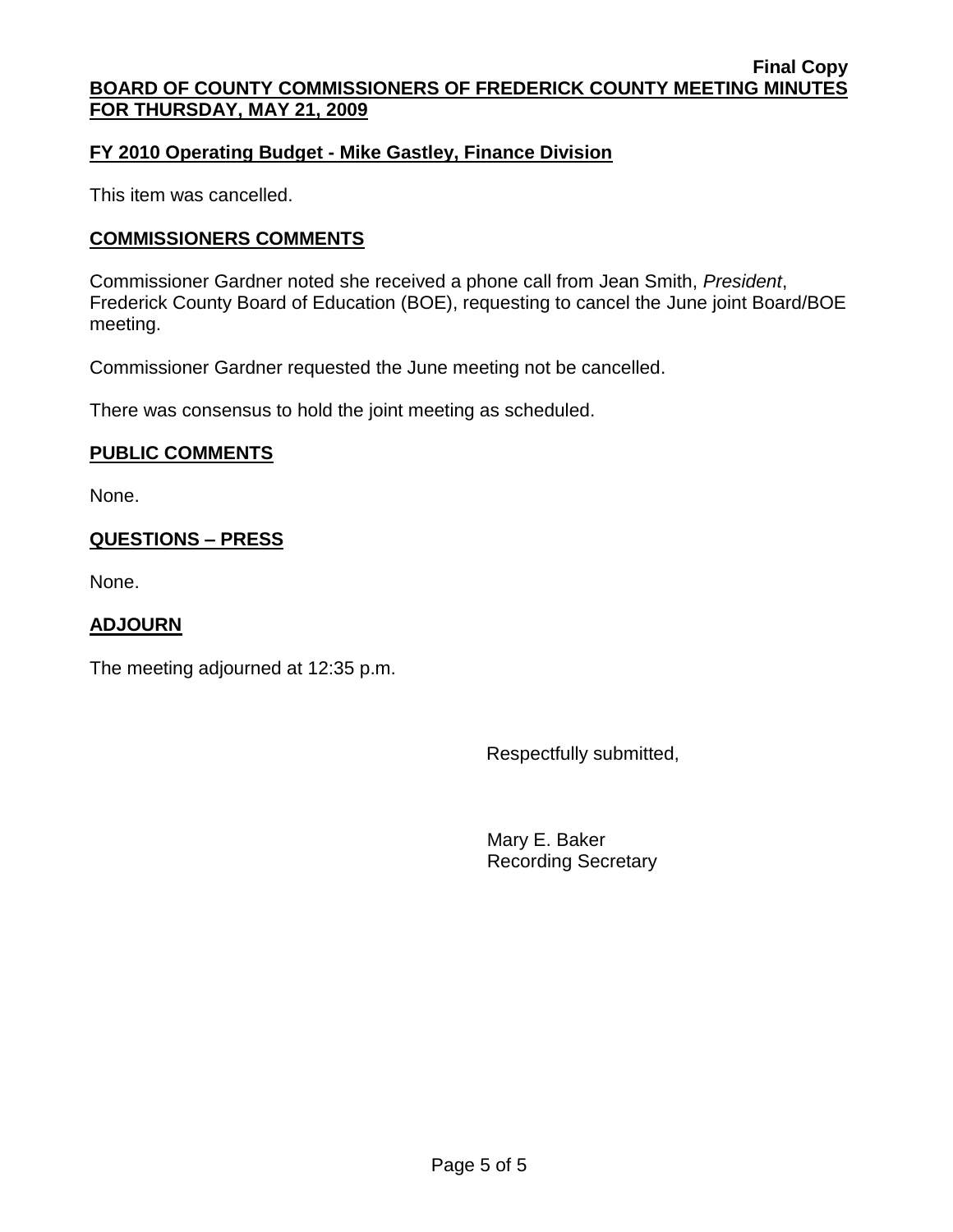## FY 2010 Operating Budget - Mike Gastley, Finance Division

This item was cancelled.

## COMMISSIONERS COMMENTS

Commissioner Gardner noted she received a phone call from Jean Smith, *President*, Frederick County Board of Education (BOE), requesting to cancel the June joint Board/BOE meeting.

Commissioner Gardner requested the June meeting not be cancelled.

There was consensus to hold the joint meeting as scheduled.

## PUBLIC COMMENTS

None.

## QUESTIONS – PRESS

None.

## ADJOURN

The meeting adjourned at 12:35 p.m.

Respectfully submitted,

Mary E. Baker
Recording Secretary